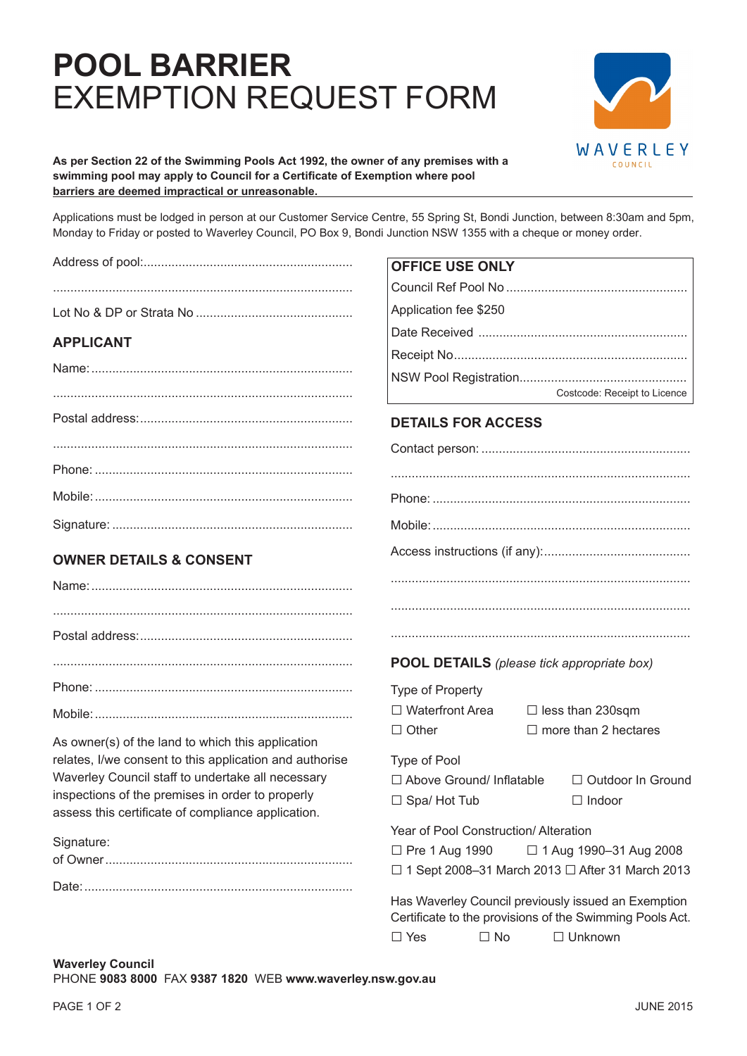# **POOL BARRIER** EXEMPTION REQUEST FORM

WAVERLEY COUNCIL

**As per Section 22 of the Swimming Pools Act 1992, the owner of any premises with a swimming pool may apply to Council for a Certificate of Exemption where pool barriers are deemed impractical or unreasonable.**

Applications must be lodged in person at our Customer Service Centre, 55 Spring St, Bondi Junction, between 8:30am and 5pm, Monday to Friday or posted to Waverley Council, PO Box 9, Bondi Junction NSW 1355 with a cheque or money order.

Address of pool:............................................................

.....................................................................................

Lot No & DP or Strata No .............................................

## APPLICANT

Name: ..........................................................................

.....................................................................................

Postal address: .............................................................

.....................................................................................

Phone: ..........................................................................

Mobile: ..........................................................................

Signature: .....................................................................

## OWNER DETAILS & CONSENT

Name: ..........................................................................

.....................................................................................

Postal address: .............................................................

.....................................................................................

Phone: ..........................................................................

Mobile: ..........................................................................

As owner(s) of the land to which this application relates, I/we consent to this application and authorise Waverley Council staff to undertake all necessary inspections of the premises in order to properly assess this certificate of compliance application.

Signature:
of Owner .......................................................................

Date: .............................................................................

## OFFICE USE ONLY

Council Ref Pool No ....................................................

Application fee $250

Date Received ............................................................

Receipt No...................................................................

NSW Pool Registration................................................

Costcode: Receipt to Licence

## DETAILS FOR ACCESS

Contact person: ............................................................

.....................................................................................

Phone: ..........................................................................

Mobile: ..........................................................................

Access instructions (if any):..........................................

.....................................................................................

.....................................................................................

.....................................................................................

## POOL DETAILS *(please tick appropriate box)*

Type of Property

☐ Waterfront Area ☐ less than 230sqm
☐ Other ☐ more than 2 hectares

Type of Pool

☐ Above Ground/ Inflatable ☐ Outdoor In Ground
☐ Spa/ Hot Tub ☐ Indoor

Year of Pool Construction/ Alteration

☐ Pre 1 Aug 1990 ☐ 1 Aug 1990–31 Aug 2008
☐ 1 Sept 2008–31 March 2013 ☐ After 31 March 2013

Has Waverley Council previously issued an Exemption Certificate to the provisions of the Swimming Pools Act.

☐ Yes ☐ No ☐ Unknown

**Waverley Council**
PHONE **9083 8000** FAX **9387 1820** WEB **www.waverley.nsw.gov.au**

JUNE 2015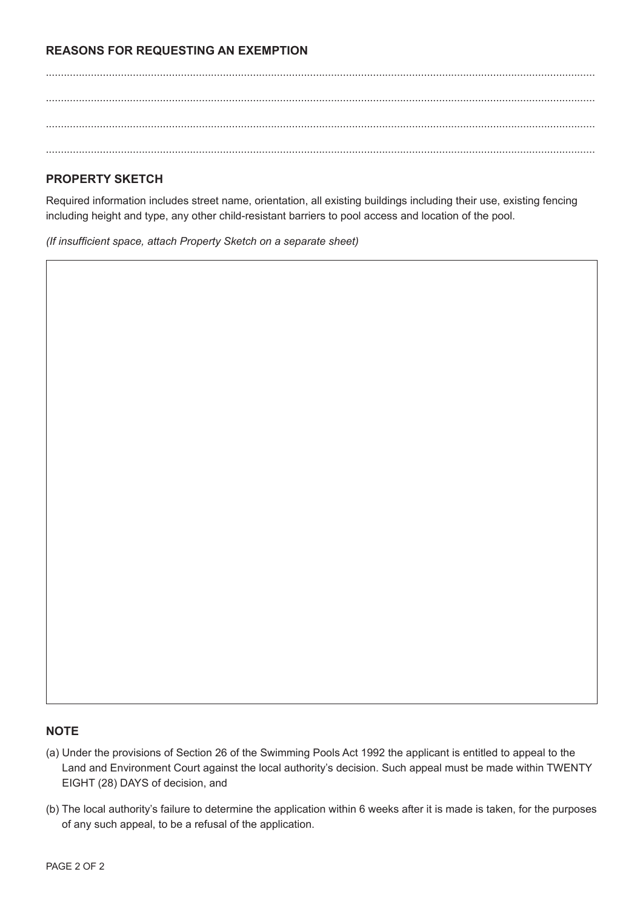## REASONS FOR REQUESTING AN EXEMPTION

..........................................................................................................................................................................

..........................................................................................................................................................................

..........................................................................................................................................................................

..........................................................................................................................................................................

## PROPERTY SKETCH

Required information includes street name, orientation, all existing buildings including their use, existing fencing including height and type, any other child-resistant barriers to pool access and location of the pool.

*(If insufficient space, attach Property Sketch on a separate sheet)*

## NOTE

(a) Under the provisions of Section 26 of the Swimming Pools Act 1992 the applicant is entitled to appeal to the Land and Environment Court against the local authority's decision. Such appeal must be made within TWENTY EIGHT (28) DAYS of decision, and

(b) The local authority's failure to determine the application within 6 weeks after it is made is taken, for the purposes of any such appeal, to be a refusal of the application.